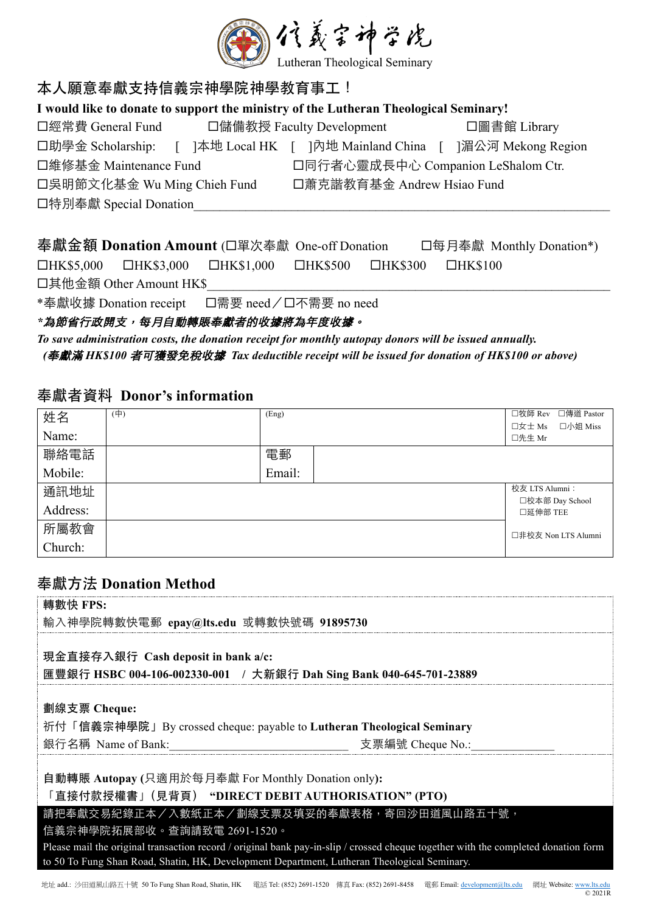信義宗神學院
Lutheran Theological Seminary

## 本人願意奉獻支持信義宗神學院神學教育事工！

**I would like to donate to support the ministry of the Lutheran Theological Seminary!**

☐經常費 General Fund　☐儲備教授 Faculty Development　☐圖書館 Library

☐助學金 Scholarship:　[　]本地 Local HK　[　]內地 Mainland China　[　]湄公河 Mekong Region

☐維修基金 Maintenance Fund　☐同行者心靈成長中心 Companion LeShalom Ctr.

☐吳明節文化基金 Wu Ming Chieh Fund　☐蕭克諧教育基金 Andrew Hsiao Fund

☐特別奉獻 Special Donation________________________________

## 奉獻金額 Donation Amount (☐單次奉獻 One-off Donation　☐每月奉獻 Monthly Donation*)

☐HK$5,000　☐HK$3,000　☐HK$1,000　☐HK$500　☐HK$300　☐HK$100

☐其他金額 Other Amount HK$________________________________

*奉獻收據 Donation receipt　☐需要 need／☐不需要 no need

***為節省行政開支，每月自動轉賬奉獻者的收據將為年度收據。***

***To save administration costs, the donation receipt for monthly autopay donors will be issued annually.***

***(奉獻滿 HK$100 者可獲發免稅收據 Tax deductible receipt will be issued for donation of HK$100 or above)***

## 奉獻者資料 Donor's information

| 姓名 Name: | (中) | (Eng) | | ☐牧師 Rev ☐傳道 Pastor ☐女士 Ms ☐小姐 Miss ☐先生 Mr |
|---|---|---|---|---|
| 聯絡電話 Mobile: | | 電郵 Email: | | |
| 通訊地址 Address: | | | | 校友 LTS Alumni： ☐校本部 Day School ☐延伸部 TEE |
| 所屬教會 Church: | | | | ☐非校友 Non LTS Alumni |

## 奉獻方法 Donation Method

**轉數快 FPS:**

輸入神學院轉數快電郵 **epay@lts.edu** 或轉數快號碼 **91895730**

**現金直接存入銀行 Cash deposit in bank a/c:**

**匯豐銀行 HSBC 004-106-002330-001 / 大新銀行 Dah Sing Bank 040-645-701-23889**

**劃線支票 Cheque:**

祈付「信義宗神學院」By crossed cheque: payable to **Lutheran Theological Seminary**

銀行名稱 Name of Bank:______________________　支票編號 Cheque No.:____________

**自動轉賬 Autopay (**只適用於每月奉獻 For Monthly Donation only**):**

「直接付款授權書」(見背頁) **"DIRECT DEBIT AUTHORISATION" (PTO)**

請把奉獻交易紀錄正本／入數紙正本／劃線支票及填妥的奉獻表格，寄回沙田道風山路五十號，信義宗神學院拓展部收。查詢請致電 2691-1520。

Please mail the original transaction record / original bank pay-in-slip / crossed cheque together with the completed donation form to 50 To Fung Shan Road, Shatin, HK, Development Department, Lutheran Theological Seminary.

地址 add.: 沙田道風山路五十號 50 To Fung Shan Road, Shatin, HK　電話 Tel: (852) 2691-1520　傳真 Fax: (852) 2691-8458　電郵 Email: development@lts.edu　網址 Website: www.lts.edu

© 2021R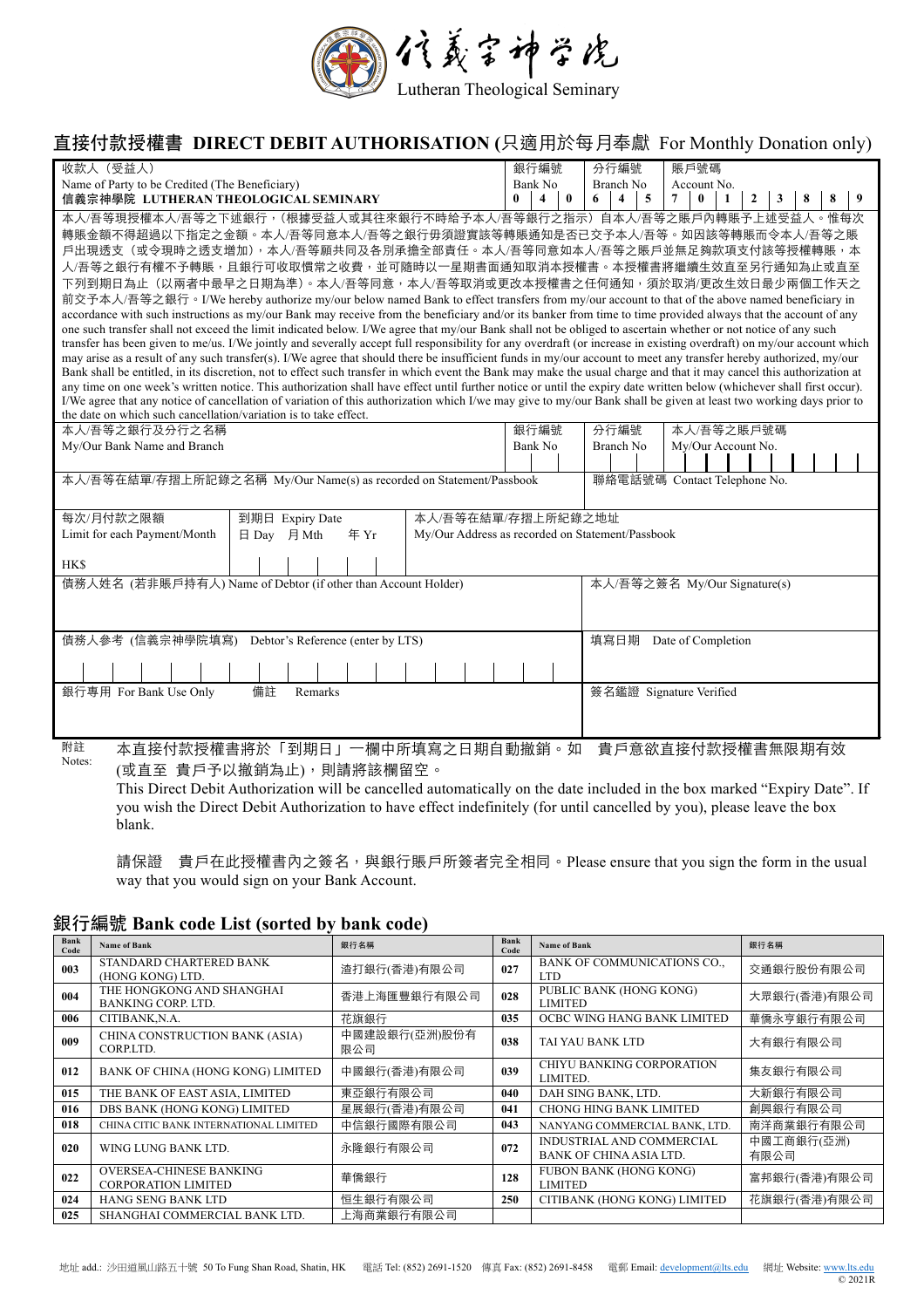信義宗神學院
Lutheran Theological Seminary

## 直接付款授權書 DIRECT DEBIT AUTHORISATION (只適用於每月奉獻 For Monthly Donation only)

| 收款人（受益人）<br>Name of Party to be Credited (The Beneficiary)<br>**信義宗神學院 LUTHERAN THEOLOGICAL SEMINARY** | 銀行編號<br>Bank No<br>0 4 0 | 分行編號<br>Branch No<br>6 4 5 | 賬戶號碼<br>Account No.<br>7 0 1 2 3 8 8 9 |
|---|---|---|---|

本人/吾等現授權本人/吾等之下述銀行，(根據受益人或其往來銀行不時給予本人/吾等銀行之指示) 自本人/吾等之賬戶內轉賬予上述受益人。惟每次轉賬金額不得超過以下指定之金額。本人/吾等同意本人/吾等之銀行毋須證實該等轉賬通知是否已交予本人/吾等。如因該等轉賬而令本人/吾等之賬戶出現透支 (或令現時之透支增加)，本人/吾等願共同及各別承擔全部責任。本人/吾等同意如本人/吾等之賬戶並無足夠款項支付該等授權轉賬，本人/吾等之銀行有權不予轉賬，且銀行可收取慣常之收費，並可隨時以一星期書面通知取消本授權書。本授權書將繼續生效直至另行通知為止或直至下列到期日為止 (以兩者中最早之日期為準)。本人/吾等同意，本人/吾等取消或更改本授權書之任何通知，須於取消/更改生效日最少兩個工作天之前交予本人/吾等之銀行。I/We hereby authorize my/our below named Bank to effect transfers from my/our account to that of the above named beneficiary in accordance with such instructions as my/our Bank may receive from the beneficiary and/or its banker from time to time provided always that the account of any one such transfer shall not exceed the limit indicated below. I/We agree that my/our Bank shall not be obliged to ascertain whether or not notice of any such transfer has been given to me/us. I/We jointly and severally accept full responsibility for any overdraft (or increase in existing overdraft) on my/our account which may arise as a result of any such transfer(s). I/We agree that should there be insufficient funds in my/our account to meet any transfer hereby authorized, my/our Bank shall be entitled, in its discretion, not to effect such transfer in which event the Bank may make the usual charge and that it may cancel this authorization at any time on one week's written notice. This authorization shall have effect until further notice or until the expiry date written below (whichever shall first occur). I/We agree that any notice of cancellation of variation of this authorization which I/we may give to my/our Bank shall be given at least two working days prior to the date on which such cancellation/variation is to take effect.

| 本人/吾等之銀行及分行之名稱<br>My/Our Bank Name and Branch | 銀行編號<br>Bank No | 分行編號<br>Branch No | 本人/吾等之賬戶號碼<br>My/Our Account No. |
|---|---|---|---|
| 本人/吾等在結單/存摺上所記錄之名稱 My/Our Name(s) as recorded on Statement/Passbook | | 聯絡電話號碼 Contact Telephone No. | |
| 每次/月付款之限額<br>Limit for each Payment/Month<br>HK$ | 到期日 Expiry Date<br>日 Day 月 Mth 年 Yr | 本人/吾等在結單/存摺上所紀錄之地址<br>My/Our Address as recorded on Statement/Passbook | |
| 債務人姓名 (若非賬戶持有人) Name of Debtor (if other than Account Holder) | | 本人/吾等之簽名 My/Our Signature(s) | |
| 債務人參考 (信義宗神學院填寫) Debtor's Reference (enter by LTS) | | 填寫日期 Date of Completion | |
| 銀行專用 For Bank Use Only 備註 Remarks | | 簽名鑑證 Signature Verified | |

附註 Notes:

本直接付款授權書將於「到期日」一欄中所填寫之日期自動撤銷。如 貴戶意欲直接付款授權書無限期有效 (或直至 貴戶予以撤銷為止)，則請將該欄留空。
This Direct Debit Authorization will be cancelled automatically on the date included in the box marked "Expiry Date". If you wish the Direct Debit Authorization to have effect indefinitely (for until cancelled by you), please leave the box blank.

請保證 貴戶在此授權書內之簽名，與銀行賬戶所簽者完全相同。Please ensure that you sign the form in the usual way that you would sign on your Bank Account.

## 銀行編號 Bank code List (sorted by bank code)

| Bank Code | Name of Bank | 銀行名稱 | Bank Code | Name of Bank | 銀行名稱 |
|---|---|---|---|---|---|
| 003 | STANDARD CHARTERED BANK (HONG KONG) LTD. | 渣打銀行(香港)有限公司 | 027 | BANK OF COMMUNICATIONS CO., LTD | 交通銀行股份有限公司 |
| 004 | THE HONGKONG AND SHANGHAI BANKING CORP. LTD. | 香港上海匯豐銀行有限公司 | 028 | PUBLIC BANK (HONG KONG) LIMITED | 大眾銀行(香港)有限公司 |
| 006 | CITIBANK,N.A. | 花旗銀行 | 035 | OCBC WING HANG BANK LIMITED | 華僑永亨銀行有限公司 |
| 009 | CHINA CONSTRUCTION BANK (ASIA) CORP.LTD. | 中國建設銀行(亞洲)股份有限公司 | 038 | TAI YAU BANK LTD | 大有銀行有限公司 |
| 012 | BANK OF CHINA (HONG KONG) LIMITED | 中國銀行(香港)有限公司 | 039 | CHIYU BANKING CORPORATION LIMITED. | 集友銀行有限公司 |
| 015 | THE BANK OF EAST ASIA, LIMITED | 東亞銀行有限公司 | 040 | DAH SING BANK, LTD. | 大新銀行有限公司 |
| 016 | DBS BANK (HONG KONG) LIMITED | 星展銀行(香港)有限公司 | 041 | CHONG HING BANK LIMITED | 創興銀行有限公司 |
| 018 | CHINA CITIC BANK INTERNATIONAL LIMITED | 中信銀行國際有限公司 | 043 | NANYANG COMMERCIAL BANK, LTD. | 南洋商業銀行有限公司 |
| 020 | WING LUNG BANK LTD. | 永隆銀行有限公司 | 072 | INDUSTRIAL AND COMMERCIAL BANK OF CHINA ASIA LTD. | 中國工商銀行(亞洲)有限公司 |
| 022 | OVERSEA-CHINESE BANKING CORPORATION LIMITED | 華僑銀行 | 128 | FUBON BANK (HONG KONG) LIMITED | 富邦銀行(香港)有限公司 |
| 024 | HANG SENG BANK LTD | 恒生銀行有限公司 | 250 | CITIBANK (HONG KONG) LIMITED | 花旗銀行(香港)有限公司 |
| 025 | SHANGHAI COMMERCIAL BANK LTD. | 上海商業銀行有限公司 | | | |

地址 add.: 沙田道風山路五十號 50 To Fung Shan Road, Shatin, HK 電話 Tel: (852) 2691-1520 傳真 Fax: (852) 2691-8458 電郵 Email: development@lts.edu 網址 Website: www.lts.edu
© 2021R